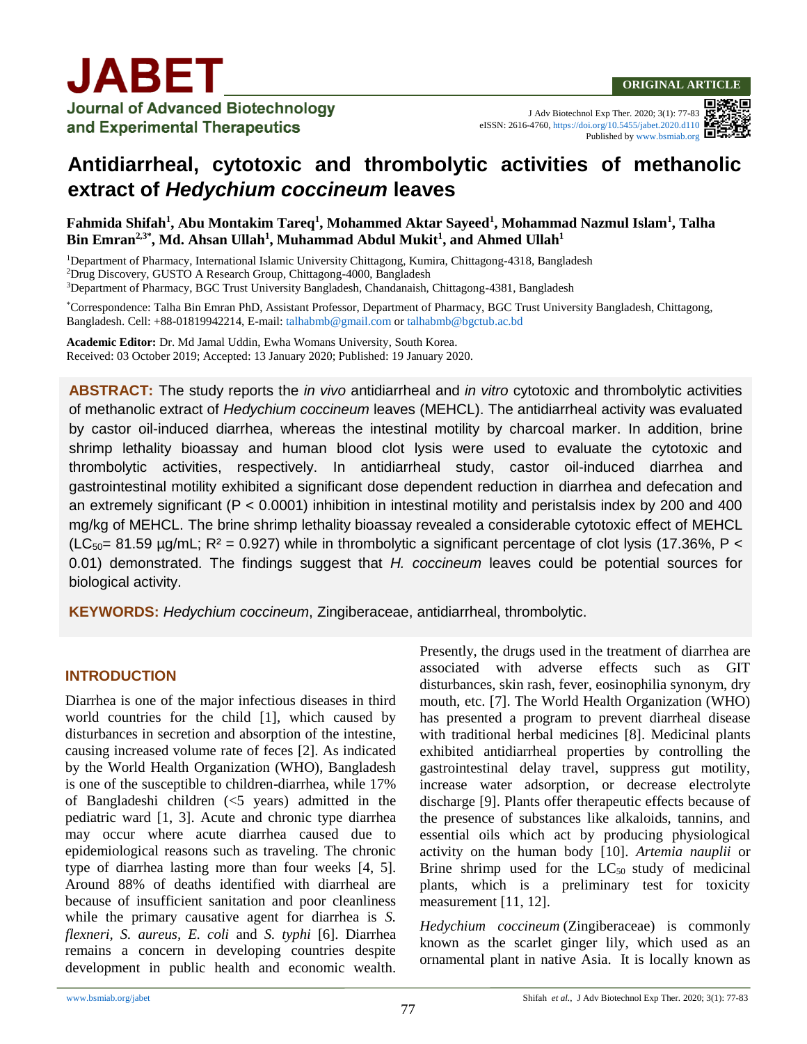ORIGINAL ARTICLE

# Antidiarrheal, cytotoxic and thrombolytic activities of methanolic extract of *Hedychium coccineum* leaves

**Fahmida Shifah[1], Abu Montakim Tareq[1], Mohammed Aktar Sayeed[1], Mohammad Nazmul Islam[1], Talha Bin Emran[2,3*], Md. Ahsan Ullah[1], Muhammad Abdul Mukit[1], and Ahmed Ullah[1]**

[1]Department of Pharmacy, International Islamic University Chittagong, Kumira, Chittagong-4318, Bangladesh
[2]Drug Discovery, GUSTO A Research Group, Chittagong-4000, Bangladesh
[3]Department of Pharmacy, BGC Trust University Bangladesh, Chandanaish, Chittagong-4381, Bangladesh

[*]Correspondence: Talha Bin Emran PhD, Assistant Professor, Department of Pharmacy, BGC Trust University Bangladesh, Chittagong, Bangladesh. Cell: +88-01819942214, E-mail: talhabmb@gmail.com or talhabmb@bgctub.ac.bd

**Academic Editor:** Dr. Md Jamal Uddin, Ewha Womans University, South Korea.
Received: 03 October 2019; Accepted: 13 January 2020; Published: 19 January 2020.

**ABSTRACT:** The study reports the *in vivo* antidiarrheal and *in vitro* cytotoxic and thrombolytic activities of methanolic extract of *Hedychium coccineum* leaves (MEHCL). The antidiarrheal activity was evaluated by castor oil-induced diarrhea, whereas the intestinal motility by charcoal marker. In addition, brine shrimp lethality bioassay and human blood clot lysis were used to evaluate the cytotoxic and thrombolytic activities, respectively. In antidiarrheal study, castor oil-induced diarrhea and gastrointestinal motility exhibited a significant dose dependent reduction in diarrhea and defecation and an extremely significant ($P < 0.0001$) inhibition in intestinal motility and peristalsis index by 200 and 400 mg/kg of MEHCL. The brine shrimp lethality bioassay revealed a considerable cytotoxic effect of MEHCL ($LC_{50}$= 81.59 µg/mL; $R^2$ = 0.927) while in thrombolytic a significant percentage of clot lysis (17.36%, $P < 0.01$) demonstrated. The findings suggest that *H. coccineum* leaves could be potential sources for biological activity.

**KEYWORDS:** *Hedychium coccineum*, Zingiberaceae, antidiarrheal, thrombolytic.

## INTRODUCTION

Diarrhea is one of the major infectious diseases in third world countries for the child [1], which caused by disturbances in secretion and absorption of the intestine, causing increased volume rate of feces [2]. As indicated by the World Health Organization (WHO), Bangladesh is one of the susceptible to children-diarrhea, while 17% of Bangladeshi children (<5 years) admitted in the pediatric ward [1, 3]. Acute and chronic type diarrhea may occur where acute diarrhea caused due to epidemiological reasons such as traveling. The chronic type of diarrhea lasting more than four weeks [4, 5]. Around 88% of deaths identified with diarrheal are because of insufficient sanitation and poor cleanliness while the primary causative agent for diarrhea is *S. flexneri*, *S. aureus*, *E. coli* and *S. typhi* [6]. Diarrhea remains a concern in developing countries despite development in public health and economic wealth. Presently, the drugs used in the treatment of diarrhea are associated with adverse effects such as GIT disturbances, skin rash, fever, eosinophilia synonym, dry mouth, etc. [7]. The World Health Organization (WHO) has presented a program to prevent diarrheal disease with traditional herbal medicines [8]. Medicinal plants exhibited antidiarrheal properties by controlling the gastrointestinal delay travel, suppress gut motility, increase water adsorption, or decrease electrolyte discharge [9]. Plants offer therapeutic effects because of the presence of substances like alkaloids, tannins, and essential oils which act by producing physiological activity on the human body [10]. *Artemia nauplii* or Brine shrimp used for the $LC_{50}$ study of medicinal plants, which is a preliminary test for toxicity measurement [11, 12].

*Hedychium coccineum* (Zingiberaceae) is commonly known as the scarlet ginger lily, which used as an ornamental plant in native Asia. It is locally known as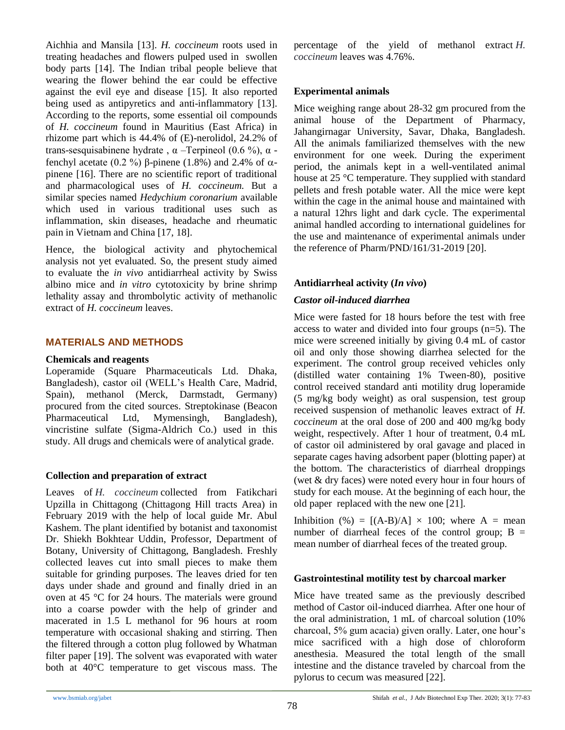Aichhia and Mansila [13]. *H. coccineum* roots used in treating headaches and flowers pulped used in swollen body parts [14]. The Indian tribal people believe that wearing the flower behind the ear could be effective against the evil eye and disease [15]. It also reported being used as antipyretics and anti-inflammatory [13]. According to the reports, some essential oil compounds of *H. coccineum* found in Mauritius (East Africa) in rhizome part which is 44.4% of (E)-nerolidol, 24.2% of trans-sesquisabinene hydrate , α –Terpineol (0.6 %), α - fenchyl acetate (0.2 %) β-pinene (1.8%) and 2.4% of α-pinene [16]. There are no scientific report of traditional and pharmacological uses of *H. coccineum.* But a similar species named *Hedychium coronarium* available which used in various traditional uses such as inflammation, skin diseases, headache and rheumatic pain in Vietnam and China [17, 18].

Hence, the biological activity and phytochemical analysis not yet evaluated. So, the present study aimed to evaluate the *in vivo* antidiarrheal activity by Swiss albino mice and *in vitro* cytotoxicity by brine shrimp lethality assay and thrombolytic activity of methanolic extract of *H. coccineum* leaves.

## MATERIALS AND METHODS

### Chemicals and reagents

Loperamide (Square Pharmaceuticals Ltd. Dhaka, Bangladesh), castor oil (WELL's Health Care, Madrid, Spain), methanol (Merck, Darmstadt, Germany) procured from the cited sources. Streptokinase (Beacon Pharmaceutical Ltd, Mymensingh, Bangladesh), vincristine sulfate (Sigma-Aldrich Co.) used in this study. All drugs and chemicals were of analytical grade.

### Collection and preparation of extract

Leaves of *H. coccineum* collected from Fatikchari Upzilla in Chittagong (Chittagong Hill tracts Area) in February 2019 with the help of local guide Mr. Abul Kashem. The plant identified by botanist and taxonomist Dr. Shiekh Bokhtear Uddin, Professor, Department of Botany, University of Chittagong, Bangladesh. Freshly collected leaves cut into small pieces to make them suitable for grinding purposes. The leaves dried for ten days under shade and ground and finally dried in an oven at 45 °C for 24 hours. The materials were ground into a coarse powder with the help of grinder and macerated in 1.5 L methanol for 96 hours at room temperature with occasional shaking and stirring. Then the filtered through a cotton plug followed by Whatman filter paper [19]. The solvent was evaporated with water both at 40°C temperature to get viscous mass. The percentage of the yield of methanol extract *H. coccineum* leaves was 4.76%.

### Experimental animals

Mice weighing range about 28-32 gm procured from the animal house of the Department of Pharmacy, Jahangirnagar University, Savar, Dhaka, Bangladesh. All the animals familiarized themselves with the new environment for one week. During the experiment period, the animals kept in a well-ventilated animal house at 25 °C temperature. They supplied with standard pellets and fresh potable water. All the mice were kept within the cage in the animal house and maintained with a natural 12hrs light and dark cycle. The experimental animal handled according to international guidelines for the use and maintenance of experimental animals under the reference of Pharm/PND/161/31-2019 [20].

### Antidiarrheal activity (*In vivo*)

#### *Castor oil-induced diarrhea*

Mice were fasted for 18 hours before the test with free access to water and divided into four groups (n=5). The mice were screened initially by giving 0.4 mL of castor oil and only those showing diarrhea selected for the experiment. The control group received vehicles only (distilled water containing 1% Tween-80), positive control received standard anti motility drug loperamide (5 mg/kg body weight) as oral suspension, test group received suspension of methanolic leaves extract of *H. coccineum* at the oral dose of 200 and 400 mg/kg body weight, respectively. After 1 hour of treatment, 0.4 mL of castor oil administered by oral gavage and placed in separate cages having adsorbent paper (blotting paper) at the bottom. The characteristics of diarrheal droppings (wet & dry faces) were noted every hour in four hours of study for each mouse. At the beginning of each hour, the old paper replaced with the new one [21].

Inhibition (%) = $[(A-B)/A] \times 100$; where A = mean number of diarrheal feces of the control group; B = mean number of diarrheal feces of the treated group.

### Gastrointestinal motility test by charcoal marker

Mice have treated same as the previously described method of Castor oil-induced diarrhea. After one hour of the oral administration, 1 mL of charcoal solution (10% charcoal, 5% gum acacia) given orally. Later, one hour's mice sacrificed with a high dose of chloroform anesthesia. Measured the total length of the small intestine and the distance traveled by charcoal from the pylorus to cecum was measured [22].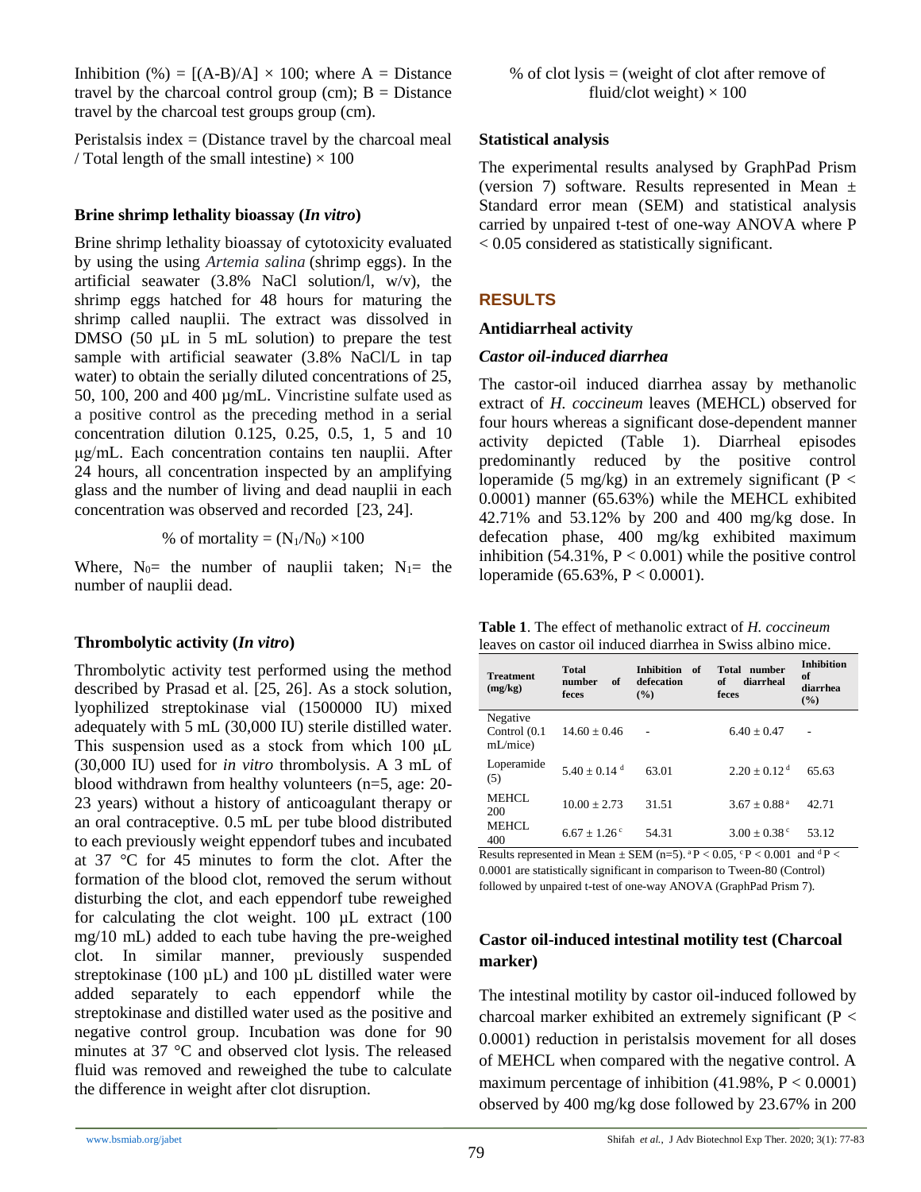Inhibition (%) = [(A-B)/A] × 100; where A = Distance travel by the charcoal control group (cm); B = Distance travel by the charcoal test groups group (cm).

Peristalsis index = (Distance travel by the charcoal meal / Total length of the small intestine) × 100

### Brine shrimp lethality bioassay (*In vitro*)

Brine shrimp lethality bioassay of cytotoxicity evaluated by using the using *Artemia salina* (shrimp eggs). In the artificial seawater (3.8% NaCl solution/l, w/v), the shrimp eggs hatched for 48 hours for maturing the shrimp called nauplii. The extract was dissolved in DMSO (50 µL in 5 mL solution) to prepare the test sample with artificial seawater (3.8% NaCl/L in tap water) to obtain the serially diluted concentrations of 25, 50, 100, 200 and 400 µg/mL. Vincristine sulfate used as a positive control as the preceding method in a serial concentration dilution 0.125, 0.25, 0.5, 1, 5 and 10 µg/mL. Each concentration contains ten nauplii. After 24 hours, all concentration inspected by an amplifying glass and the number of living and dead nauplii in each concentration was observed and recorded [23, 24].

$$\% \text{ of mortality} = (N_1/N_0) \times 100$$

Where, $N_0$= the number of nauplii taken; $N_1$= the number of nauplii dead.

### Thrombolytic activity (*In vitro*)

Thrombolytic activity test performed using the method described by Prasad et al. [25, 26]. As a stock solution, lyophilized streptokinase vial (1500000 IU) mixed adequately with 5 mL (30,000 IU) sterile distilled water. This suspension used as a stock from which 100 µL (30,000 IU) used for *in vitro* thrombolysis. A 3 mL of blood withdrawn from healthy volunteers (n=5, age: 20-23 years) without a history of anticoagulant therapy or an oral contraceptive. 0.5 mL per tube blood distributed to each previously weight eppendorf tubes and incubated at 37 °C for 45 minutes to form the clot. After the formation of the blood clot, removed the serum without disturbing the clot, and each eppendorf tube reweighed for calculating the clot weight. 100 µL extract (100 mg/10 mL) added to each tube having the pre-weighed clot. In similar manner, previously suspended streptokinase (100 µL) and 100 µL distilled water were added separately to each eppendorf while the streptokinase and distilled water used as the positive and negative control group. Incubation was done for 90 minutes at 37 °C and observed clot lysis. The released fluid was removed and reweighed the tube to calculate the difference in weight after clot disruption.

$$\% \text{ of clot lysis} = (\text{weight of clot after remove of fluid/clot weight}) \times 100$$

### Statistical analysis

The experimental results analysed by GraphPad Prism (version 7) software. Results represented in Mean ± Standard error mean (SEM) and statistical analysis carried by unpaired t-test of one-way ANOVA where $P < 0.05$ considered as statistically significant.

## RESULTS

### Antidiarrheal activity

#### *Castor oil-induced diarrhea*

The castor-oil induced diarrhea assay by methanolic extract of *H. coccineum* leaves (MEHCL) observed for four hours whereas a significant dose-dependent manner activity depicted (Table 1). Diarrheal episodes predominantly reduced by the positive control loperamide (5 mg/kg) in an extremely significant ($P < 0.0001$) manner (65.63%) while the MEHCL exhibited 42.71% and 53.12% by 200 and 400 mg/kg dose. In defecation phase, 400 mg/kg exhibited maximum inhibition (54.31%, $P < 0.001$) while the positive control loperamide (65.63%, $P < 0.0001$).

**Table 1**. The effect of methanolic extract of *H. coccineum* leaves on castor oil induced diarrhea in Swiss albino mice.

| Treatment (mg/kg) | Total number of feces | Inhibition of defecation (%) | Total number of diarrheal feces | Inhibition of diarrhea (%) |
|---|---|---|---|---|
| Negative Control (0.1 mL/mice) | 14.60 ± 0.46 | - | 6.40 ± 0.47 | - |
| Loperamide (5) | $5.40 \pm 0.14^{d}$ | 63.01 | $2.20 \pm 0.12^{d}$ | 65.63 |
| MEHCL 200 | 10.00 ± 2.73 | 31.51 | $3.67 \pm 0.88^{a}$ | 42.71 |
| MEHCL 400 | $6.67 \pm 1.26^{c}$ | 54.31 | $3.00 \pm 0.38^{c}$ | 53.12 |

Results represented in Mean ± SEM (n=5). $^{a}P < 0.05$, $^{c}P < 0.001$ and $^{d}P < 0.0001$ are statistically significant in comparison to Tween-80 (Control) followed by unpaired t-test of one-way ANOVA (GraphPad Prism 7).

### Castor oil-induced intestinal motility test (Charcoal marker)

The intestinal motility by castor oil-induced followed by charcoal marker exhibited an extremely significant ($P < 0.0001$) reduction in peristalsis movement for all doses of MEHCL when compared with the negative control. A maximum percentage of inhibition (41.98%, $P < 0.0001$) observed by 400 mg/kg dose followed by 23.67% in 200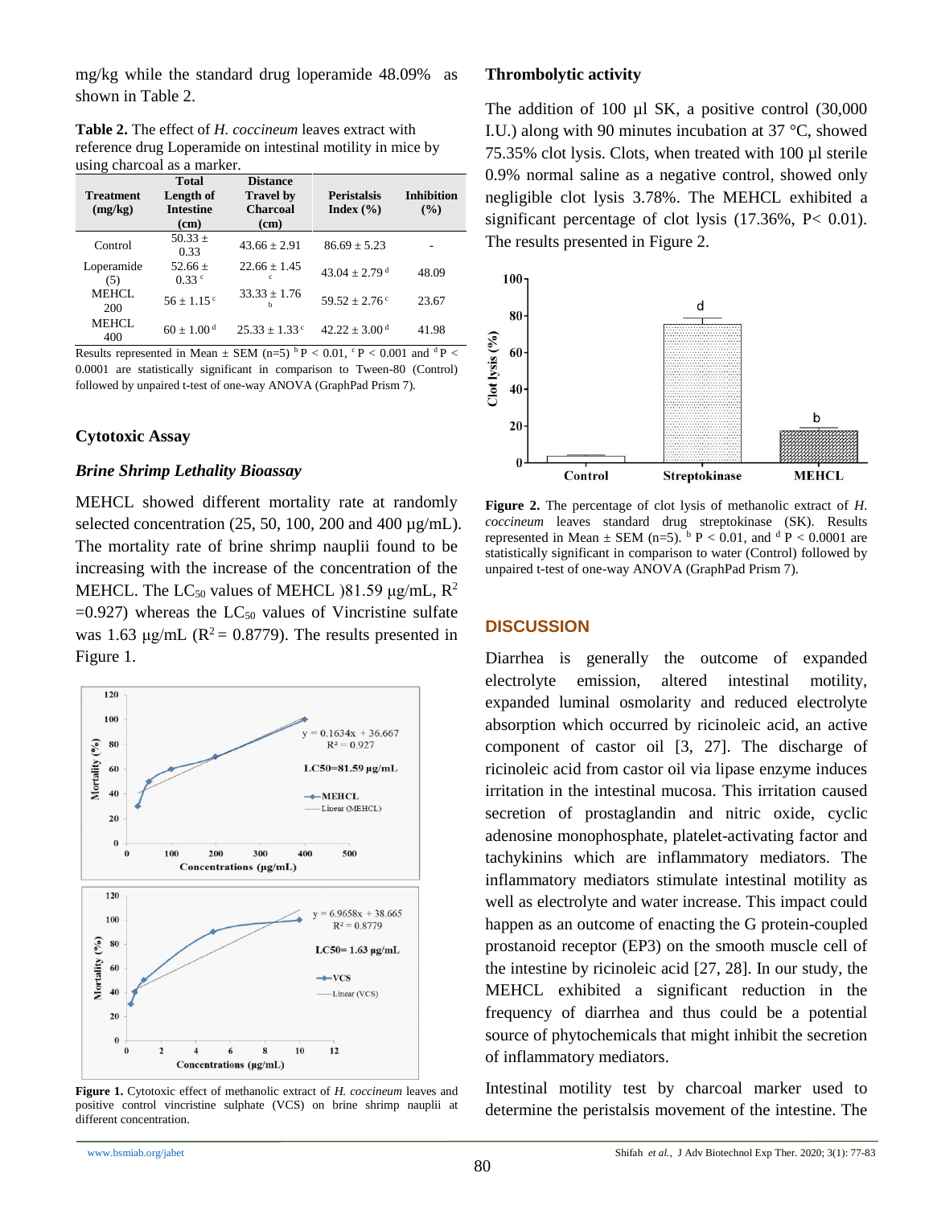mg/kg while the standard drug loperamide 48.09% as shown in Table 2.

**Table 2.** The effect of *H. coccineum* leaves extract with reference drug Loperamide on intestinal motility in mice by using charcoal as a marker.

| Treatment (mg/kg) | Total Length of Intestine (cm) | Distance Travel by Charcoal (cm) | Peristalsis Index (%) | Inhibition (%) |
|---|---|---|---|---|
| Control | 50.33 ± 0.33 | 43.66 ± 2.91 | 86.69 ± 5.23 | - |
| Loperamide (5) | 52.66 ± 0.33 $^{c}$ | 22.66 ± 1.45 $^{c}$ | 43.04 ± 2.79 $^{d}$ | 48.09 |
| MEHCL 200 | 56 ± 1.15 $^{c}$ | 33.33 ± 1.76 $^{b}$ | 59.52 ± 2.76 $^{c}$ | 23.67 |
| MEHCL 400 | 60 ± 1.00 $^{d}$ | 25.33 ± 1.33 $^{c}$ | 42.22 ± 3.00 $^{d}$ | 41.98 |

Results represented in Mean ± SEM (n=5) $^{b}P < 0.01$, $^{c}P < 0.001$ and $^{d}P < 0.0001$ are statistically significant in comparison to Tween-80 (Control) followed by unpaired t-test of one-way ANOVA (GraphPad Prism 7).

### Cytotoxic Assay

#### *Brine Shrimp Lethality Bioassay*

MEHCL showed different mortality rate at randomly selected concentration (25, 50, 100, 200 and 400 µg/mL). The mortality rate of brine shrimp nauplii found to be increasing with the increase of the concentration of the MEHCL. The $LC_{50}$ values of MEHCL )81.59 µg/mL, $R^2$ =0.927) whereas the $LC_{50}$ values of Vincristine sulfate was 1.63 µg/mL ($R^2$ = 0.8779). The results presented in Figure 1.

**Figure 1.** Cytotoxic effect of methanolic extract of *H. coccineum* leaves and positive control vincristine sulphate (VCS) on brine shrimp nauplii at different concentration.

### Thrombolytic activity

The addition of 100 µl SK, a positive control (30,000 I.U.) along with 90 minutes incubation at 37 °C, showed 75.35% clot lysis. Clots, when treated with 100 µl sterile 0.9% normal saline as a negative control, showed only negligible clot lysis 3.78%. The MEHCL exhibited a significant percentage of clot lysis (17.36%, P< 0.01). The results presented in Figure 2.

**Figure 2.** The percentage of clot lysis of methanolic extract of *H. coccineum* leaves standard drug streptokinase (SK). Results represented in Mean ± SEM (n=5). $^{b}P < 0.01$, and $^{d}P < 0.0001$ are statistically significant in comparison to water (Control) followed by unpaired t-test of one-way ANOVA (GraphPad Prism 7).

## DISCUSSION

Diarrhea is generally the outcome of expanded electrolyte emission, altered intestinal motility, expanded luminal osmolarity and reduced electrolyte absorption which occurred by ricinoleic acid, an active component of castor oil [3, 27]. The discharge of ricinoleic acid from castor oil via lipase enzyme induces irritation in the intestinal mucosa. This irritation caused secretion of prostaglandin and nitric oxide, cyclic adenosine monophosphate, platelet-activating factor and tachykinins which are inflammatory mediators. The inflammatory mediators stimulate intestinal motility as well as electrolyte and water increase. This impact could happen as an outcome of enacting the G protein-coupled prostanoid receptor (EP3) on the smooth muscle cell of the intestine by ricinoleic acid [27, 28]. In our study, the MEHCL exhibited a significant reduction in the frequency of diarrhea and thus could be a potential source of phytochemicals that might inhibit the secretion of inflammatory mediators.

Intestinal motility test by charcoal marker used to determine the peristalsis movement of the intestine. The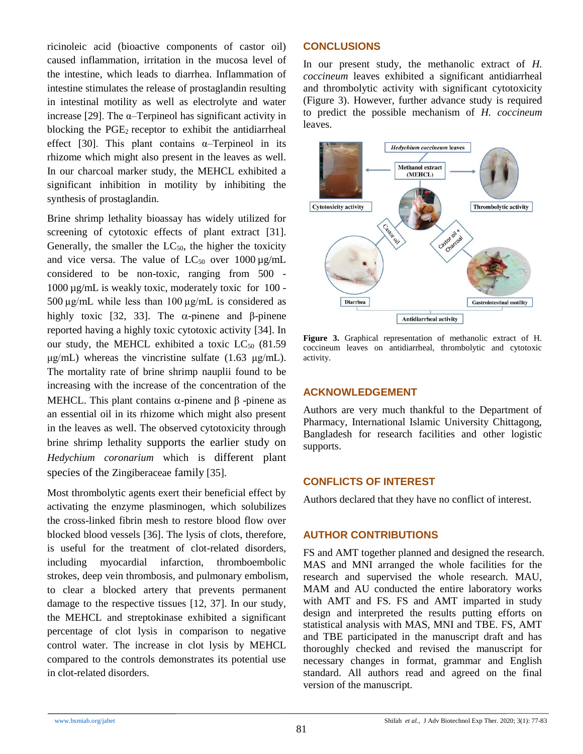ricinoleic acid (bioactive components of castor oil) caused inflammation, irritation in the mucosa level of the intestine, which leads to diarrhea. Inflammation of intestine stimulates the release of prostaglandin resulting in intestinal motility as well as electrolyte and water increase [29]. The α–Terpineol has significant activity in blocking the $PGE_2$ receptor to exhibit the antidiarrheal effect [30]. This plant contains α–Terpineol in its rhizome which might also present in the leaves as well. In our charcoal marker study, the MEHCL exhibited a significant inhibition in motility by inhibiting the synthesis of prostaglandin.

Brine shrimp lethality bioassay has widely utilized for screening of cytotoxic effects of plant extract [31]. Generally, the smaller the $LC_{50}$, the higher the toxicity and vice versa. The value of $LC_{50}$ over 1000 µg/mL considered to be non-toxic, ranging from 500 - 1000 µg/mL is weakly toxic, moderately toxic for 100 - 500 µg/mL while less than 100 µg/mL is considered as highly toxic [32, 33]. The α-pinene and β-pinene reported having a highly toxic cytotoxic activity [34]. In our study, the MEHCL exhibited a toxic $LC_{50}$ (81.59 µg/mL) whereas the vincristine sulfate (1.63 µg/mL). The mortality rate of brine shrimp nauplii found to be increasing with the increase of the concentration of the MEHCL. This plant contains α-pinene and β -pinene as an essential oil in its rhizome which might also present in the leaves as well. The observed cytotoxicity through brine shrimp lethality supports the earlier study on *Hedychium coronarium* which is different plant species of the Zingiberaceae family [35].

Most thrombolytic agents exert their beneficial effect by activating the enzyme plasminogen, which solubilizes the cross-linked fibrin mesh to restore blood flow over blocked blood vessels [36]. The lysis of clots, therefore, is useful for the treatment of clot-related disorders, including myocardial infarction, thromboembolic strokes, deep vein thrombosis, and pulmonary embolism, to clear a blocked artery that prevents permanent damage to the respective tissues [12, 37]. In our study, the MEHCL and streptokinase exhibited a significant percentage of clot lysis in comparison to negative control water. The increase in clot lysis by MEHCL compared to the controls demonstrates its potential use in clot-related disorders.

## CONCLUSIONS

In our present study, the methanolic extract of *H. coccineum* leaves exhibited a significant antidiarrheal and thrombolytic activity with significant cytotoxicity (Figure 3). However, further advance study is required to predict the possible mechanism of *H. coccineum* leaves.

**Figure 3.** Graphical representation of methanolic extract of H. coccineum leaves on antidiarrheal, thrombolytic and cytotoxic activity.

## ACKNOWLEDGEMENT

Authors are very much thankful to the Department of Pharmacy, International Islamic University Chittagong, Bangladesh for research facilities and other logistic supports.

## CONFLICTS OF INTEREST

Authors declared that they have no conflict of interest.

## AUTHOR CONTRIBUTIONS

FS and AMT together planned and designed the research. MAS and MNI arranged the whole facilities for the research and supervised the whole research. MAU, MAM and AU conducted the entire laboratory works with AMT and FS. FS and AMT imparted in study design and interpreted the results putting efforts on statistical analysis with MAS, MNI and TBE. FS, AMT and TBE participated in the manuscript draft and has thoroughly checked and revised the manuscript for necessary changes in format, grammar and English standard. All authors read and agreed on the final version of the manuscript.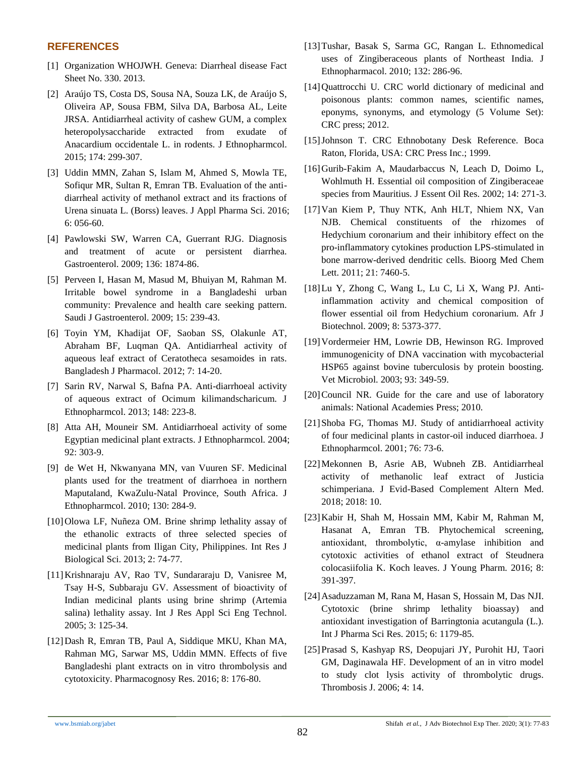## REFERENCES

[1] Organization WHOJWH. Geneva: Diarrheal disease Fact Sheet No. 330. 2013.

[2] Araújo TS, Costa DS, Sousa NA, Souza LK, de Araújo S, Oliveira AP, Sousa FBM, Silva DA, Barbosa AL, Leite JRSA. Antidiarrheal activity of cashew GUM, a complex heteropolysaccharide extracted from exudate of Anacardium occidentale L. in rodents. J Ethnopharmcol. 2015; 174: 299-307.

[3] Uddin MMN, Zahan S, Islam M, Ahmed S, Mowla TE, Sofiqur MR, Sultan R, Emran TB. Evaluation of the anti-diarrheal activity of methanol extract and its fractions of Urena sinuata L. (Borss) leaves. J Appl Pharma Sci. 2016; 6: 056-60.

[4] Pawlowski SW, Warren CA, Guerrant RJG. Diagnosis and treatment of acute or persistent diarrhea. Gastroenterol. 2009; 136: 1874-86.

[5] Perveen I, Hasan M, Masud M, Bhuiyan M, Rahman M. Irritable bowel syndrome in a Bangladeshi urban community: Prevalence and health care seeking pattern. Saudi J Gastroenterol. 2009; 15: 239-43.

[6] Toyin YM, Khadijat OF, Saoban SS, Olakunle AT, Abraham BF, Luqman QA. Antidiarrheal activity of aqueous leaf extract of Ceratotheca sesamoides in rats. Bangladesh J Pharmacol. 2012; 7: 14-20.

[7] Sarin RV, Narwal S, Bafna PA. Anti-diarrhoeal activity of aqueous extract of Ocimum kilimandscharicum. J Ethnopharmcol. 2013; 148: 223-8.

[8] Atta AH, Mouneir SM. Antidiarrhoeal activity of some Egyptian medicinal plant extracts. J Ethnopharmcol. 2004; 92: 303-9.

[9] de Wet H, Nkwanyana MN, van Vuuren SF. Medicinal plants used for the treatment of diarrhoea in northern Maputaland, KwaZulu-Natal Province, South Africa. J Ethnopharmcol. 2010; 130: 284-9.

[10] Olowa LF, Nuñeza OM. Brine shrimp lethality assay of the ethanolic extracts of three selected species of medicinal plants from Iligan City, Philippines. Int Res J Biological Sci. 2013; 2: 74-77.

[11] Krishnaraju AV, Rao TV, Sundararaju D, Vanisree M, Tsay H-S, Subbaraju GV. Assessment of bioactivity of Indian medicinal plants using brine shrimp (Artemia salina) lethality assay. Int J Res Appl Sci Eng Technol. 2005; 3: 125-34.

[12] Dash R, Emran TB, Paul A, Siddique MKU, Khan MA, Rahman MG, Sarwar MS, Uddin MMN. Effects of five Bangladeshi plant extracts on in vitro thrombolysis and cytotoxicity. Pharmacognosy Res. 2016; 8: 176-80.

[13] Tushar, Basak S, Sarma GC, Rangan L. Ethnomedical uses of Zingiberaceous plants of Northeast India. J Ethnopharmacol. 2010; 132: 286-96.

[14] Quattrocchi U. CRC world dictionary of medicinal and poisonous plants: common names, scientific names, eponyms, synonyms, and etymology (5 Volume Set): CRC press; 2012.

[15] Johnson T. CRC Ethnobotany Desk Reference. Boca Raton, Florida, USA: CRC Press Inc.; 1999.

[16] Gurib-Fakim A, Maudarbaccus N, Leach D, Doimo L, Wohlmuth H. Essential oil composition of Zingiberaceae species from Mauritius. J Essent Oil Res. 2002; 14: 271-3.

[17] Van Kiem P, Thuy NTK, Anh HLT, Nhiem NX, Van NJB. Chemical constituents of the rhizomes of Hedychium coronarium and their inhibitory effect on the pro-inflammatory cytokines production LPS-stimulated in bone marrow-derived dendritic cells. Bioorg Med Chem Lett. 2011; 21: 7460-5.

[18] Lu Y, Zhong C, Wang L, Lu C, Li X, Wang PJ. Anti-inflammation activity and chemical composition of flower essential oil from Hedychium coronarium. Afr J Biotechnol. 2009; 8: 5373-377.

[19] Vordermeier HM, Lowrie DB, Hewinson RG. Improved immunogenicity of DNA vaccination with mycobacterial HSP65 against bovine tuberculosis by protein boosting. Vet Microbiol. 2003; 93: 349-59.

[20] Council NR. Guide for the care and use of laboratory animals: National Academies Press; 2010.

[21] Shoba FG, Thomas MJ. Study of antidiarrhoeal activity of four medicinal plants in castor-oil induced diarrhoea. J Ethnopharmcol. 2001; 76: 73-6.

[22] Mekonnen B, Asrie AB, Wubneh ZB. Antidiarrheal activity of methanolic leaf extract of Justicia schimperiana. J Evid-Based Complement Altern Med. 2018; 2018: 10.

[23] Kabir H, Shah M, Hossain MM, Kabir M, Rahman M, Hasanat A, Emran TB. Phytochemical screening, antioxidant, thrombolytic, α-amylase inhibition and cytotoxic activities of ethanol extract of Steudnera colocasiifolia K. Koch leaves. J Young Pharm. 2016; 8: 391-397.

[24] Asaduzzaman M, Rana M, Hasan S, Hossain M, Das NJI. Cytotoxic (brine shrimp lethality bioassay) and antioxidant investigation of Barringtonia acutangula (L.). Int J Pharma Sci Res. 2015; 6: 1179-85.

[25] Prasad S, Kashyap RS, Deopujari JY, Purohit HJ, Taori GM, Daginawala HF. Development of an in vitro model to study clot lysis activity of thrombolytic drugs. Thrombosis J. 2006; 4: 14.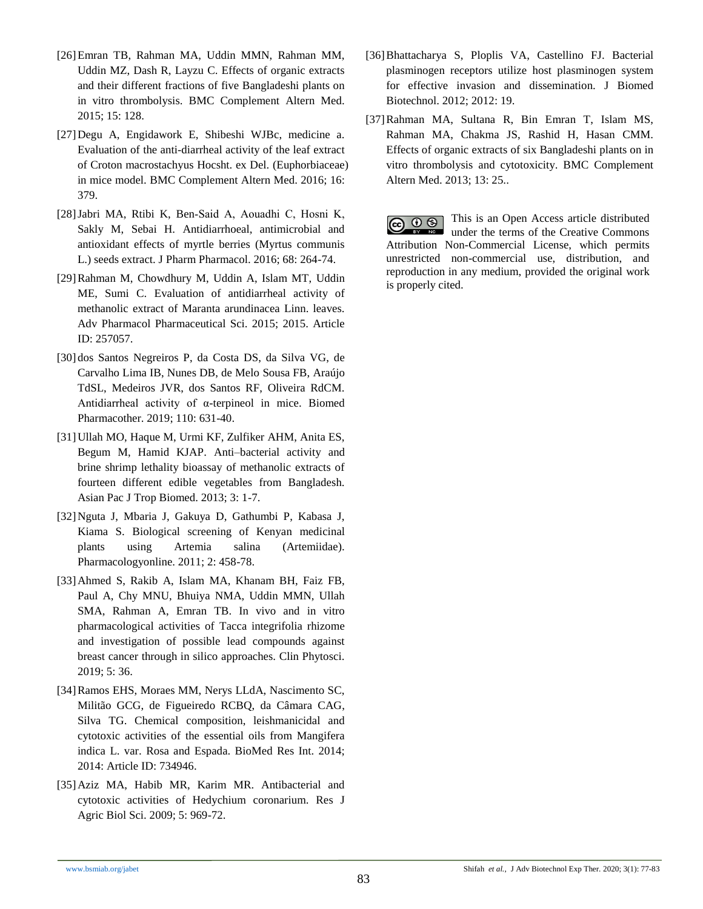[26] Emran TB, Rahman MA, Uddin MMN, Rahman MM, Uddin MZ, Dash R, Layzu C. Effects of organic extracts and their different fractions of five Bangladeshi plants on in vitro thrombolysis. BMC Complement Altern Med. 2015; 15: 128.

[27] Degu A, Engidawork E, Shibeshi WJBc, medicine a. Evaluation of the anti-diarrheal activity of the leaf extract of Croton macrostachyus Hocsht. ex Del. (Euphorbiaceae) in mice model. BMC Complement Altern Med. 2016; 16: 379.

[28] Jabri MA, Rtibi K, Ben-Said A, Aouadhi C, Hosni K, Sakly M, Sebai H. Antidiarrhoeal, antimicrobial and antioxidant effects of myrtle berries (Myrtus communis L.) seeds extract. J Pharm Pharmacol. 2016; 68: 264-74.

[29] Rahman M, Chowdhury M, Uddin A, Islam MT, Uddin ME, Sumi C. Evaluation of antidiarrheal activity of methanolic extract of Maranta arundinacea Linn. leaves. Adv Pharmacol Pharmaceutical Sci. 2015; 2015. Article ID: 257057.

[30] dos Santos Negreiros P, da Costa DS, da Silva VG, de Carvalho Lima IB, Nunes DB, de Melo Sousa FB, Araújo TdSL, Medeiros JVR, dos Santos RF, Oliveira RdCM. Antidiarrheal activity of α-terpineol in mice. Biomed Pharmacother. 2019; 110: 631-40.

[31] Ullah MO, Haque M, Urmi KF, Zulfiker AHM, Anita ES, Begum M, Hamid KJAP. Anti–bacterial activity and brine shrimp lethality bioassay of methanolic extracts of fourteen different edible vegetables from Bangladesh. Asian Pac J Trop Biomed. 2013; 3: 1-7.

[32] Nguta J, Mbaria J, Gakuya D, Gathumbi P, Kabasa J, Kiama S. Biological screening of Kenyan medicinal plants using Artemia salina (Artemiidae). Pharmacologyonline. 2011; 2: 458-78.

[33] Ahmed S, Rakib A, Islam MA, Khanam BH, Faiz FB, Paul A, Chy MNU, Bhuiya NMA, Uddin MMN, Ullah SMA, Rahman A, Emran TB. In vivo and in vitro pharmacological activities of Tacca integrifolia rhizome and investigation of possible lead compounds against breast cancer through in silico approaches. Clin Phytosci. 2019; 5: 36.

[34] Ramos EHS, Moraes MM, Nerys LLdA, Nascimento SC, Militão GCG, de Figueiredo RCBQ, da Câmara CAG, Silva TG. Chemical composition, leishmanicidal and cytotoxic activities of the essential oils from Mangifera indica L. var. Rosa and Espada. BioMed Res Int. 2014; 2014: Article ID: 734946.

[35] Aziz MA, Habib MR, Karim MR. Antibacterial and cytotoxic activities of Hedychium coronarium. Res J Agric Biol Sci. 2009; 5: 969-72.

[36] Bhattacharya S, Ploplis VA, Castellino FJ. Bacterial plasminogen receptors utilize host plasminogen system for effective invasion and dissemination. J Biomed Biotechnol. 2012; 2012: 19.

[37] Rahman MA, Sultana R, Bin Emran T, Islam MS, Rahman MA, Chakma JS, Rashid H, Hasan CMM. Effects of organic extracts of six Bangladeshi plants on in vitro thrombolysis and cytotoxicity. BMC Complement Altern Med. 2013; 13: 25..

This is an Open Access article distributed under the terms of the Creative Commons Attribution Non-Commercial License, which permits unrestricted non-commercial use, distribution, and reproduction in any medium, provided the original work is properly cited.